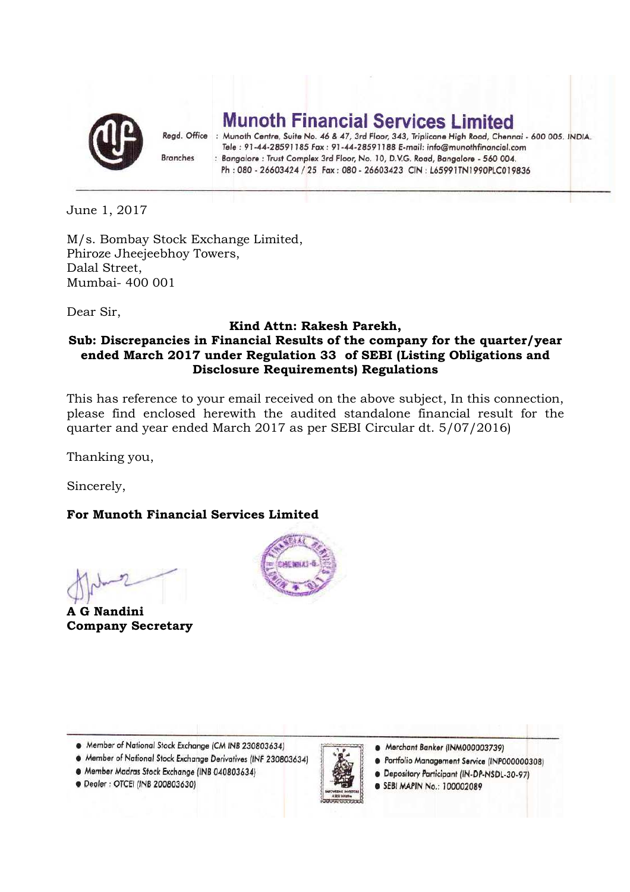# Munoth Financial Services Limited

Regd. Office : Munoth Centre, Suite No. 46 & 47, 3rd Floor, 343, Triplicane High Road, Chennai - 600 005. INDIA.
Tele : 91-44-28591185 Fax : 91-44-28591188 E-mail: info@munothfinancial.com

Branches : Bangalore : Trust Complex 3rd Floor, No. 10, D.V.G. Road, Bangalore - 560 004.
Ph : 080 - 26603424 / 25 Fax : 080 - 26603423 CIN : L65991TN1990PLC019836

---

June 1, 2017

M/s. Bombay Stock Exchange Limited,
Phiroze Jheejeebhoy Towers,
Dalal Street,
Mumbai- 400 001

Dear Sir,

**Kind Attn: Rakesh Parekh,**

**Sub: Discrepancies in Financial Results of the company for the quarter/year ended March 2017 under Regulation 33 of SEBI (Listing Obligations and Disclosure Requirements) Regulations**

This has reference to your email received on the above subject, In this connection, please find enclosed herewith the audited standalone financial result for the quarter and year ended March 2017 as per SEBI Circular dt. 5/07/2016)

Thanking you,

Sincerely,

**For Munoth Financial Services Limited**

**A G Nandini**
**Company Secretary**

---

- Member of National Stock Exchange (CM INB 230803634)
- Member of National Stock Exchange Derivatives (INF 230803634)
- Member Madras Stock Exchange (INB 040803634)
- Dealer : OTCEI (INB 200803630)
- Merchant Banker (INM000003739)
- Portfolio Management Service (INP000000308)
- Depository Participant (IN-DP-NSDL-30-97)
- SEBI MAPIN No.: 100002089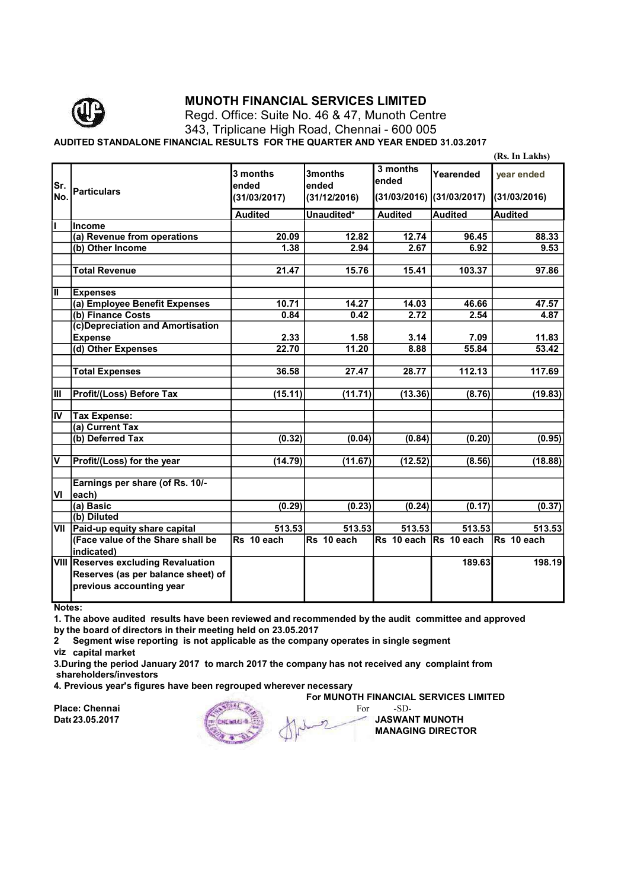# MUNOTH FINANCIAL SERVICES LIMITED

Regd. Office: Suite No. 46 & 47, Munoth Centre
343, Triplicane High Road, Chennai - 600 005

**AUDITED STANDALONE FINANCIAL RESULTS FOR THE QUARTER AND YEAR ENDED 31.03.2017**

(Rs. In Lakhs)

| Sr. No. | Particulars | 3 months ended (31/03/2017) | 3months ended (31/12/2016) | 3 months ended (31/03/2016) | Yearended (31/03/2017) | year ended (31/03/2016) |
|---|---|---|---|---|---|---|
| | | Audited | Unaudited* | Audited | Audited | Audited |
| I | **Income** | | | | | |
| | (a) Revenue from operations | 20.09 | 12.82 | 12.74 | 96.45 | 88.33 |
| | (b) Other Income | 1.38 | 2.94 | 2.67 | 6.92 | 9.53 |
| | **Total Revenue** | 21.47 | 15.76 | 15.41 | 103.37 | 97.86 |
| II | **Expenses** | | | | | |
| | (a) Employee Benefit Expenses | 10.71 | 14.27 | 14.03 | 46.66 | 47.57 |
| | (b) Finance Costs | 0.84 | 0.42 | 2.72 | 2.54 | 4.87 |
| | (c)Depreciation and Amortisation Expense | 2.33 | 1.58 | 3.14 | 7.09 | 11.83 |
| | (d) Other Expenses | 22.70 | 11.20 | 8.88 | 55.84 | 53.42 |
| | **Total Expenses** | 36.58 | 27.47 | 28.77 | 112.13 | 117.69 |
| III | **Profit/(Loss) Before Tax** | (15.11) | (11.71) | (13.36) | (8.76) | (19.83) |
| IV | **Tax Expense:** | | | | | |
| | (a) Current Tax | | | | | |
| | (b) Deferred Tax | (0.32) | (0.04) | (0.84) | (0.20) | (0.95) |
| V | **Profit/(Loss) for the year** | (14.79) | (11.67) | (12.52) | (8.56) | (18.88) |
| VI | **Earnings per share (of Rs. 10/- each)** | | | | | |
| | (a) Basic | (0.29) | (0.23) | (0.24) | (0.17) | (0.37) |
| | (b) Diluted | | | | | |
| VII | **Paid-up equity share capital** | 513.53 | 513.53 | 513.53 | 513.53 | 513.53 |
| | (Face value of the Share shall be indicated) | Rs 10 each | Rs 10 each | Rs 10 each | Rs 10 each | Rs 10 each |
| VIII | **Reserves excluding Revaluation Reserves (as per balance sheet) of previous accounting year** | | | | 189.63 | 198.19 |

**Notes:**

1. The above audited results have been reviewed and recommended by the audit committee and approved by the board of directors in their meeting held on 23.05.2017
2. Segment wise reporting is not applicable as the company operates in single segment viz capital market
3. During the period January 2017 to march 2017 the company has not received any complaint from shareholders/investors
4. Previous year's figures have been regrouped wherever necessary

**For MUNOTH FINANCIAL SERVICES LIMITED**

For -SD-

**JASWANT MUNOTH**
**MANAGING DIRECTOR**

**Place: Chennai**
**Date 23.05.2017**